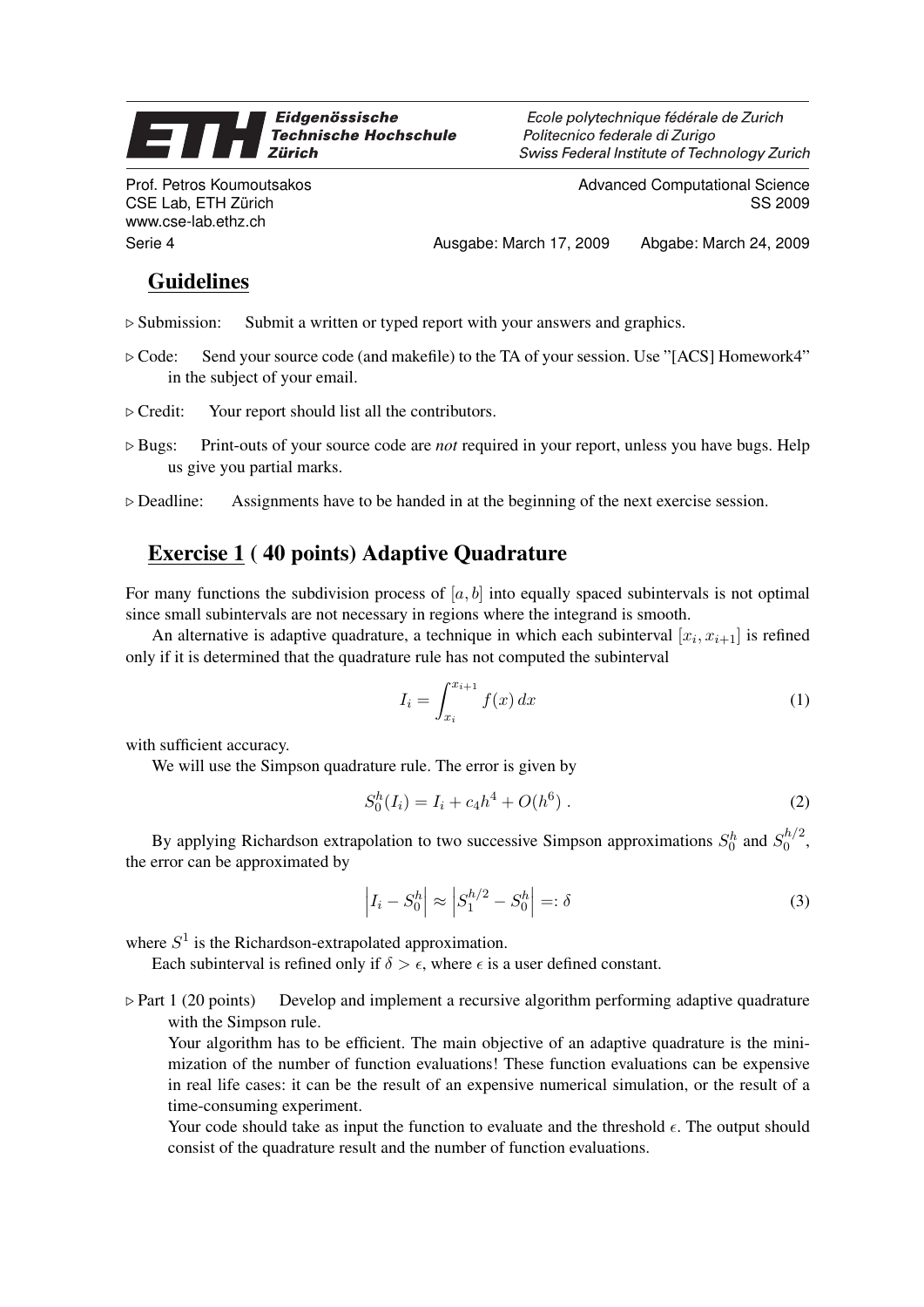Eidgenössische Technische Hochschule Zürich

Ecole polytechnique fédérale de Zurich
Politecnico federale di Zurigo
Swiss Federal Institute of Technology Zurich

Prof. Petros Koumoutsakos
CSE Lab, ETH Zürich
www.cse-lab.ethz.ch

Advanced Computational Science
SS 2009

Serie 4 Ausgabe: March 17, 2009 Abgabe: March 24, 2009

## Guidelines

▷ Submission: Submit a written or typed report with your answers and graphics.

▷ Code: Send your source code (and makefile) to the TA of your session. Use "[ACS] Homework4" in the subject of your email.

▷ Credit: Your report should list all the contributors.

▷ Bugs: Print-outs of your source code are *not* required in your report, unless you have bugs. Help us give you partial marks.

▷ Deadline: Assignments have to be handed in at the beginning of the next exercise session.

## Exercise 1 ( 40 points) Adaptive Quadrature

For many functions the subdivision process of $[a, b]$ into equally spaced subintervals is not optimal since small subintervals are not necessary in regions where the integrand is smooth.

An alternative is adaptive quadrature, a technique in which each subinterval $[x_i, x_{i+1}]$ is refined only if it is determined that the quadrature rule has not computed the subinterval

$$I_i = \int_{x_i}^{x_{i+1}} f(x)\, dx \tag{1}$$

with sufficient accuracy.

We will use the Simpson quadrature rule. The error is given by

$$S_0^h(I_i) = I_i + c_4 h^4 + O(h^6)\ . \tag{2}$$

By applying Richardson extrapolation to two successive Simpson approximations $S_0^h$ and $S_0^{h/2}$, the error can be approximated by

$$\left| I_i - S_0^h \right| \approx \left| S_1^{h/2} - S_0^h \right| =: \delta \tag{3}$$

where $S^1$ is the Richardson-extrapolated approximation.

Each subinterval is refined only if $\delta > \epsilon$, where $\epsilon$ is a user defined constant.

▷ Part 1 (20 points) Develop and implement a recursive algorithm performing adaptive quadrature with the Simpson rule.

Your algorithm has to be efficient. The main objective of an adaptive quadrature is the minimization of the number of function evaluations! These function evaluations can be expensive in real life cases: it can be the result of an expensive numerical simulation, or the result of a time-consuming experiment.

Your code should take as input the function to evaluate and the threshold $\epsilon$. The output should consist of the quadrature result and the number of function evaluations.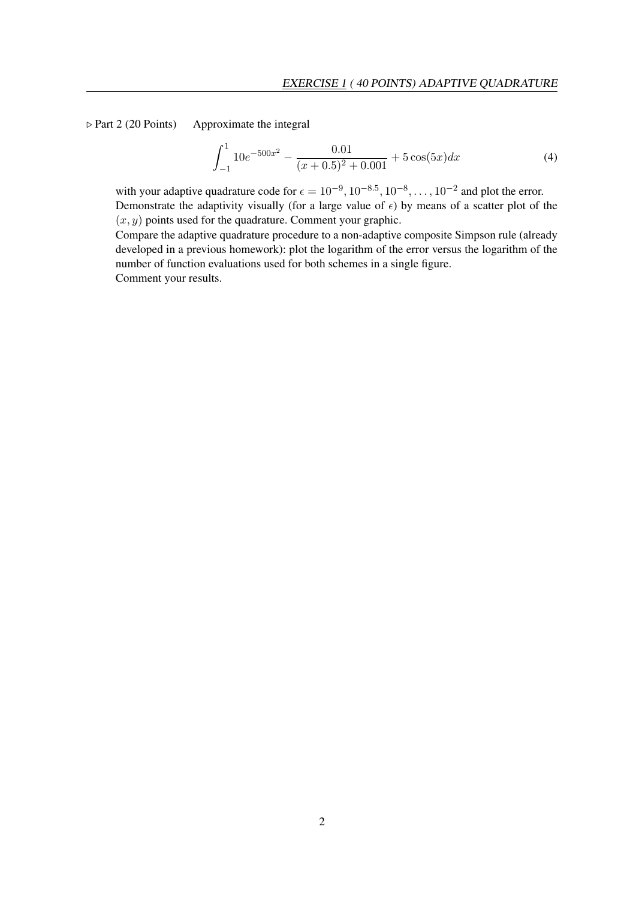▷ Part 2 (20 Points) Approximate the integral

$$\int_{-1}^{1} 10e^{-500x^2} - \frac{0.01}{(x+0.5)^2 + 0.001} + 5\cos(5x)dx \tag{4}$$

with your adaptive quadrature code for $\epsilon = 10^{-9}, 10^{-8.5}, 10^{-8}, \ldots, 10^{-2}$ and plot the error. Demonstrate the adaptivity visually (for a large value of $\epsilon$) by means of a scatter plot of the $(x, y)$ points used for the quadrature. Comment your graphic.
Compare the adaptive quadrature procedure to a non-adaptive composite Simpson rule (already developed in a previous homework): plot the logarithm of the error versus the logarithm of the number of function evaluations used for both schemes in a single figure.
Comment your results.